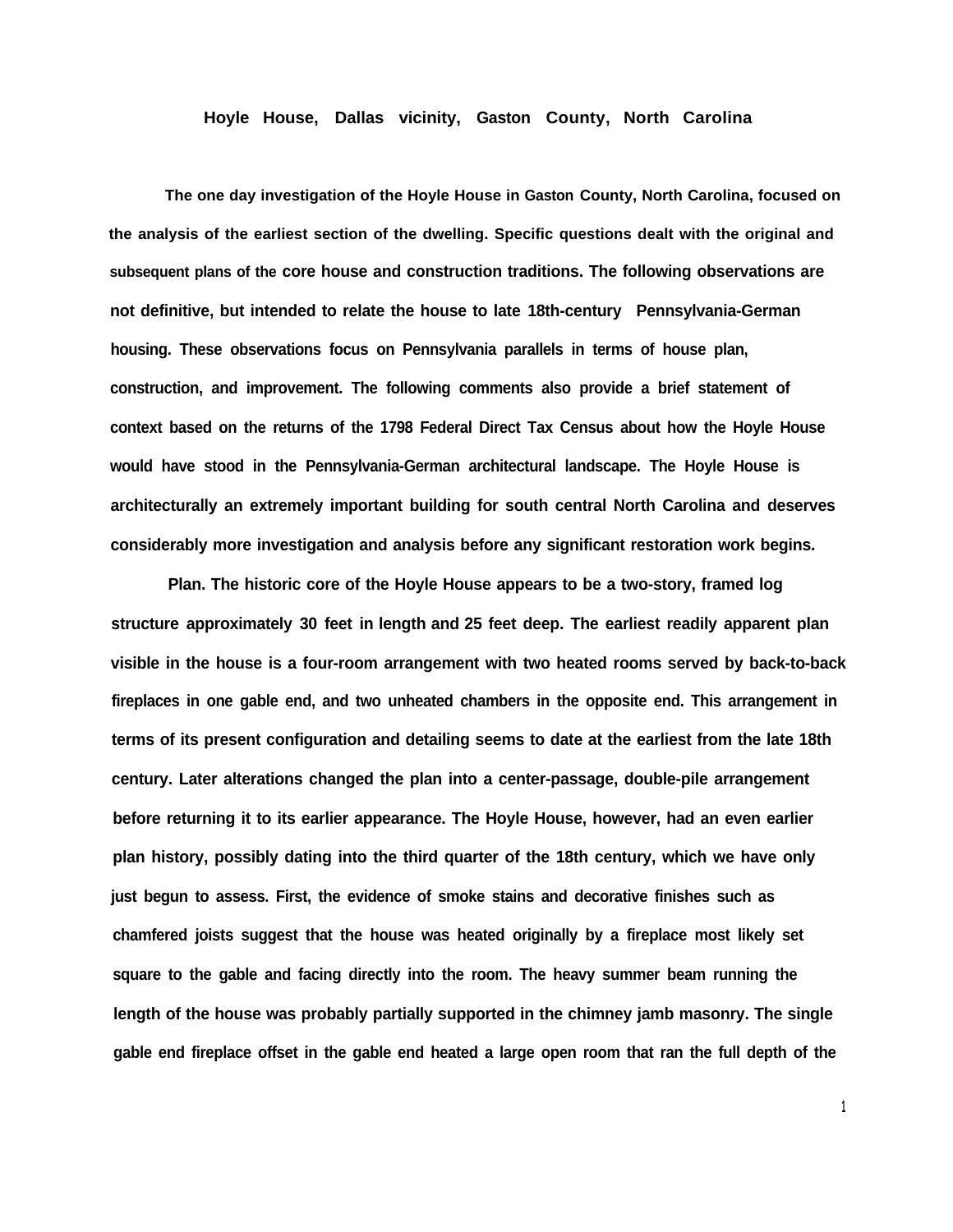# Hoyle House, Dallas vicinity, Gaston County, North Carolina

The one day investigation of the Hoyle House in Gaston County, North Carolina, focused on the analysis of the earliest section of the dwelling. Specific questions dealt with the original and subsequent plans of the core house and construction traditions. The following observations are not definitive, but intended to relate the house to late 18th-century Pennsylvania-German housing. These observations focus on Pennsylvania parallels in terms of house plan, construction, and improvement. The following comments also provide a brief statement of context based on the returns of the 1798 Federal Direct Tax Census about how the Hoyle House would have stood in the Pennsylvania-German architectural landscape. The Hoyle House is architecturally an extremely important building for south central North Carolina and deserves considerably more investigation and analysis before any significant restoration work begins.

Plan. The historic core of the Hoyle House appears to be a two-story, framed log structure approximately 30 feet in length and 25 feet deep. The earliest readily apparent plan visible in the house is a four-room arrangement with two heated rooms served by back-to-back fireplaces in one gable end, and two unheated chambers in the opposite end. This arrangement in terms of its present configuration and detailing seems to date at the earliest from the late 18th century. Later alterations changed the plan into a center-passage, double-pile arrangement before returning it to its earlier appearance. The Hoyle House, however, had an even earlier plan history, possibly dating into the third quarter of the 18th century, which we have only just begun to assess. First, the evidence of smoke stains and decorative finishes such as chamfered joists suggest that the house was heated originally by a fireplace most likely set square to the gable and facing directly into the room. The heavy summer beam running the length of the house was probably partially supported in the chimney jamb masonry. The single gable end fireplace offset in the gable end heated a large open room that ran the full depth of the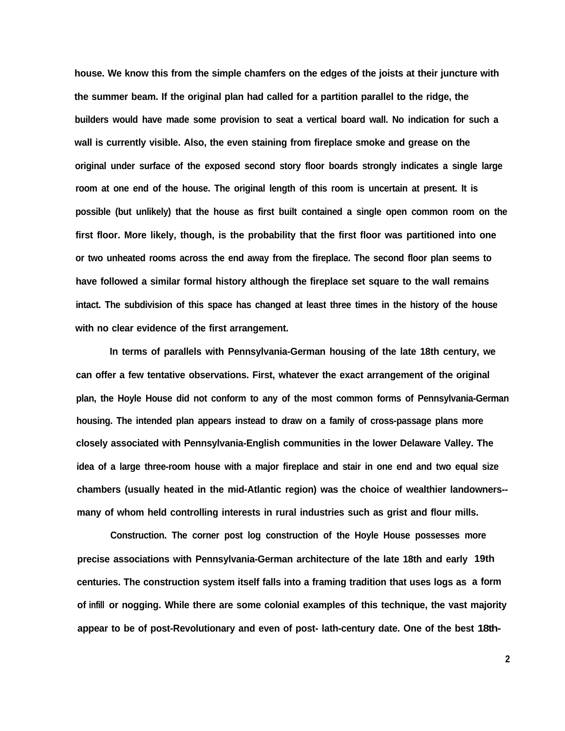house. We know this from the simple chamfers on the edges of the joists at their juncture with the summer beam. If the original plan had called for a partition parallel to the ridge, the builders would have made some provision to seat a vertical board wall. No indication for such a wall is currently visible. Also, the even staining from fireplace smoke and grease on the original under surface of the exposed second story floor boards strongly indicates a single large room at one end of the house. The original length of this room is uncertain at present. It is possible (but unlikely) that the house as first built contained a single open common room on the first floor. More likely, though, is the probability that the first floor was partitioned into one or two unheated rooms across the end away from the fireplace. The second floor plan seems to have followed a similar formal history although the fireplace set square to the wall remains intact. The subdivision of this space has changed at least three times in the history of the house with no clear evidence of the first arrangement.

In terms of parallels with Pennsylvania-German housing of the late 18th century, we can offer a few tentative observations. First, whatever the exact arrangement of the original plan, the Hoyle House did not conform to any of the most common forms of Pennsylvania-German housing. The intended plan appears instead to draw on a family of cross-passage plans more closely associated with Pennsylvania-English communities in the lower Delaware Valley. The idea of a large three-room house with a major fireplace and stair in one end and two equal size chambers (usually heated in the mid-Atlantic region) was the choice of wealthier landowners--many of whom held controlling interests in rural industries such as grist and flour mills.

Construction. The corner post log construction of the Hoyle House possesses more precise associations with Pennsylvania-German architecture of the late 18th and early 19th centuries. The construction system itself falls into a framing tradition that uses logs as a form of infill or nogging. While there are some colonial examples of this technique, the vast majority appear to be of post-Revolutionary and even of post- lath-century date. One of the best 18th-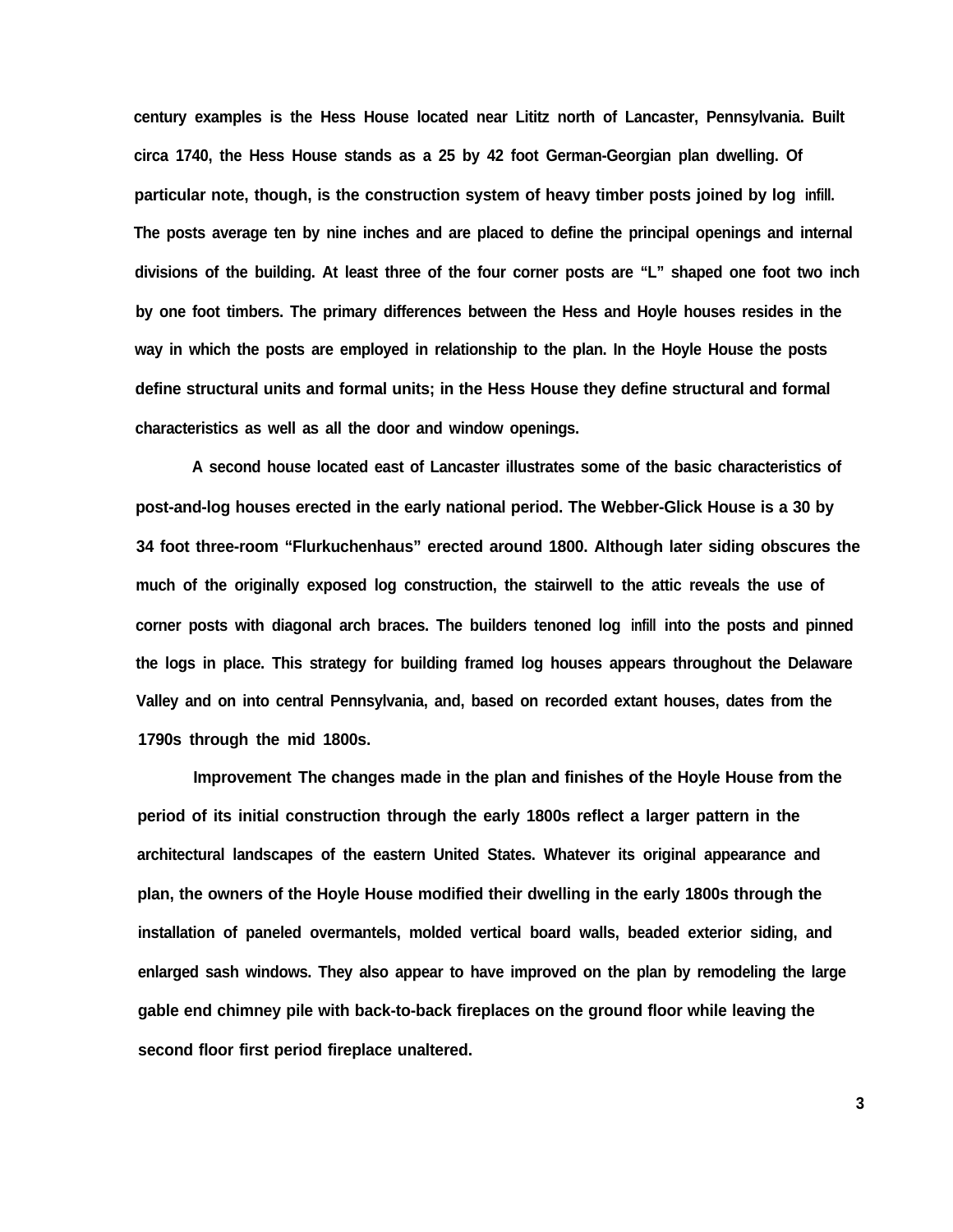century examples is the Hess House located near Lititz north of Lancaster, Pennsylvania. Built circa 1740, the Hess House stands as a 25 by 42 foot German-Georgian plan dwelling. Of particular note, though, is the construction system of heavy timber posts joined by log infill. The posts average ten by nine inches and are placed to define the principal openings and internal divisions of the building. At least three of the four corner posts are "L" shaped one foot two inch by one foot timbers. The primary differences between the Hess and Hoyle houses resides in the way in which the posts are employed in relationship to the plan. In the Hoyle House the posts define structural units and formal units; in the Hess House they define structural and formal characteristics as well as all the door and window openings.

A second house located east of Lancaster illustrates some of the basic characteristics of post-and-log houses erected in the early national period. The Webber-Glick House is a 30 by 34 foot three-room "Flurkuchenhaus" erected around 1800. Although later siding obscures the much of the originally exposed log construction, the stairwell to the attic reveals the use of corner posts with diagonal arch braces. The builders tenoned log infill into the posts and pinned the logs in place. This strategy for building framed log houses appears throughout the Delaware Valley and on into central Pennsylvania, and, based on recorded extant houses, dates from the 1790s through the mid 1800s.

Improvement The changes made in the plan and finishes of the Hoyle House from the period of its initial construction through the early 1800s reflect a larger pattern in the architectural landscapes of the eastern United States. Whatever its original appearance and plan, the owners of the Hoyle House modified their dwelling in the early 1800s through the installation of paneled overmantels, molded vertical board walls, beaded exterior siding, and enlarged sash windows. They also appear to have improved on the plan by remodeling the large gable end chimney pile with back-to-back fireplaces on the ground floor while leaving the second floor first period fireplace unaltered.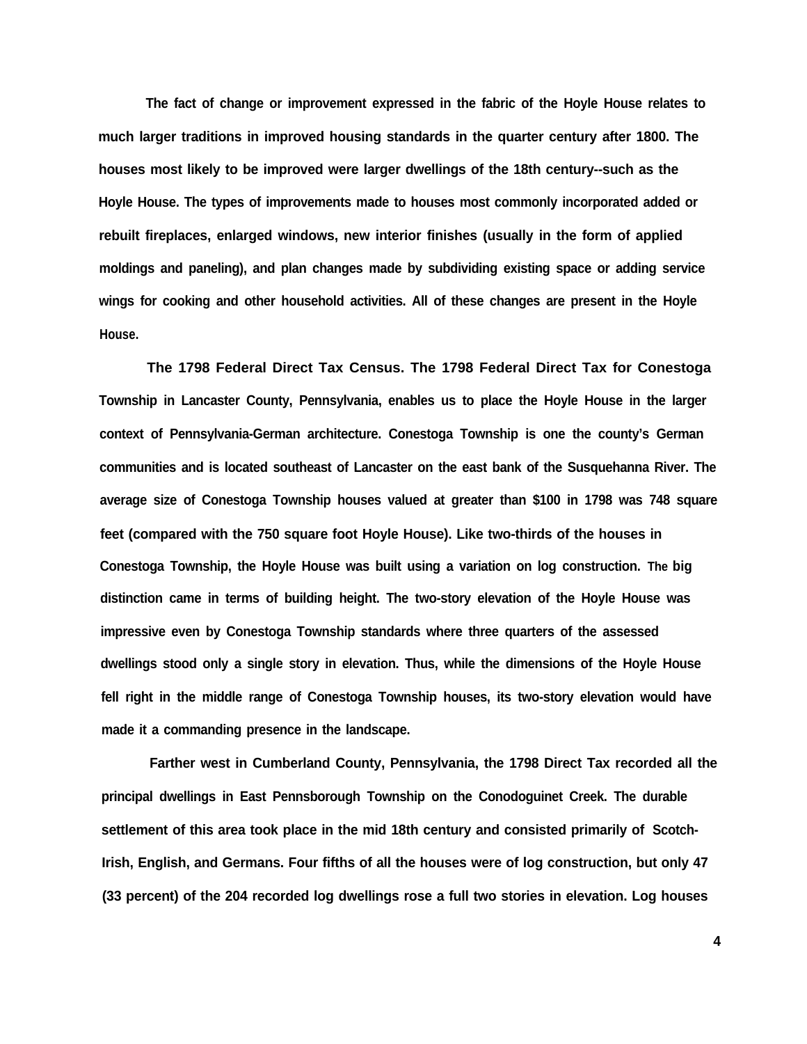The fact of change or improvement expressed in the fabric of the Hoyle House relates to much larger traditions in improved housing standards in the quarter century after 1800. The houses most likely to be improved were larger dwellings of the 18th century--such as the Hoyle House. The types of improvements made to houses most commonly incorporated added or rebuilt fireplaces, enlarged windows, new interior finishes (usually in the form of applied moldings and paneling), and plan changes made by subdividing existing space or adding service wings for cooking and other household activities. All of these changes are present in the Hoyle House.

**The 1798 Federal Direct Tax Census.** The 1798 Federal Direct Tax for Conestoga Township in Lancaster County, Pennsylvania, enables us to place the Hoyle House in the larger context of Pennsylvania-German architecture. Conestoga Township is one the county's German communities and is located southeast of Lancaster on the east bank of the Susquehanna River. The average size of Conestoga Township houses valued at greater than $100 in 1798 was 748 square feet (compared with the 750 square foot Hoyle House). Like two-thirds of the houses in Conestoga Township, the Hoyle House was built using a variation on log construction. The big distinction came in terms of building height. The two-story elevation of the Hoyle House was impressive even by Conestoga Township standards where three quarters of the assessed dwellings stood only a single story in elevation. Thus, while the dimensions of the Hoyle House fell right in the middle range of Conestoga Township houses, its two-story elevation would have made it a commanding presence in the landscape.

Farther west in Cumberland County, Pennsylvania, the 1798 Direct Tax recorded all the principal dwellings in East Pennsborough Township on the Conodoguinet Creek. The durable settlement of this area took place in the mid 18th century and consisted primarily of Scotch-Irish, English, and Germans. Four fifths of all the houses were of log construction, but only 47 (33 percent) of the 204 recorded log dwellings rose a full two stories in elevation. Log houses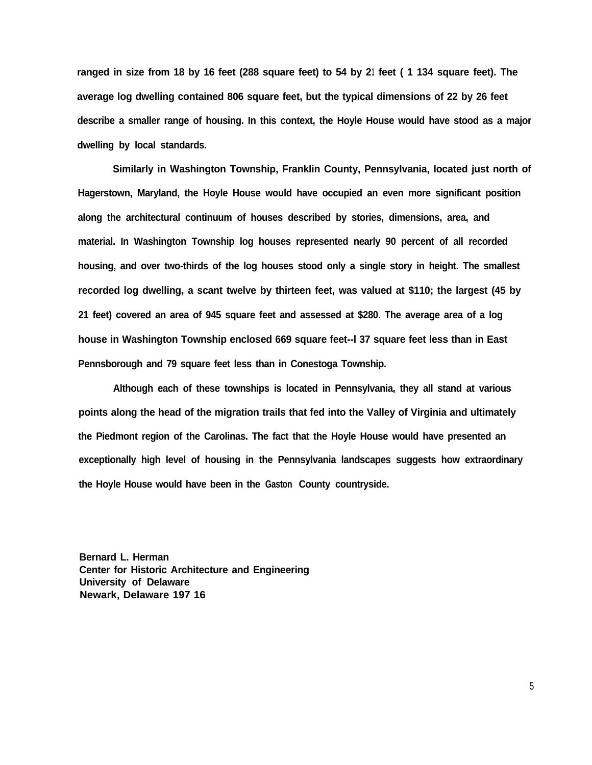ranged in size from 18 by 16 feet (288 square feet) to 54 by 21 feet ( 1 134 square feet). The average log dwelling contained 806 square feet, but the typical dimensions of 22 by 26 feet describe a smaller range of housing. In this context, the Hoyle House would have stood as a major dwelling by local standards.

Similarly in Washington Township, Franklin County, Pennsylvania, located just north of Hagerstown, Maryland, the Hoyle House would have occupied an even more significant position along the architectural continuum of houses described by stories, dimensions, area, and material. In Washington Township log houses represented nearly 90 percent of all recorded housing, and over two-thirds of the log houses stood only a single story in height. The smallest recorded log dwelling, a scant twelve by thirteen feet, was valued at $110; the largest (45 by 21 feet) covered an area of 945 square feet and assessed at $280. The average area of a log house in Washington Township enclosed 669 square feet--l 37 square feet less than in East Pennsborough and 79 square feet less than in Conestoga Township.

Although each of these townships is located in Pennsylvania, they all stand at various points along the head of the migration trails that fed into the Valley of Virginia and ultimately the Piedmont region of the Carolinas. The fact that the Hoyle House would have presented an exceptionally high level of housing in the Pennsylvania landscapes suggests how extraordinary the Hoyle House would have been in the Gaston County countryside.

Bernard L. Herman
Center for Historic Architecture and Engineering
University of Delaware
Newark, Delaware 197 16